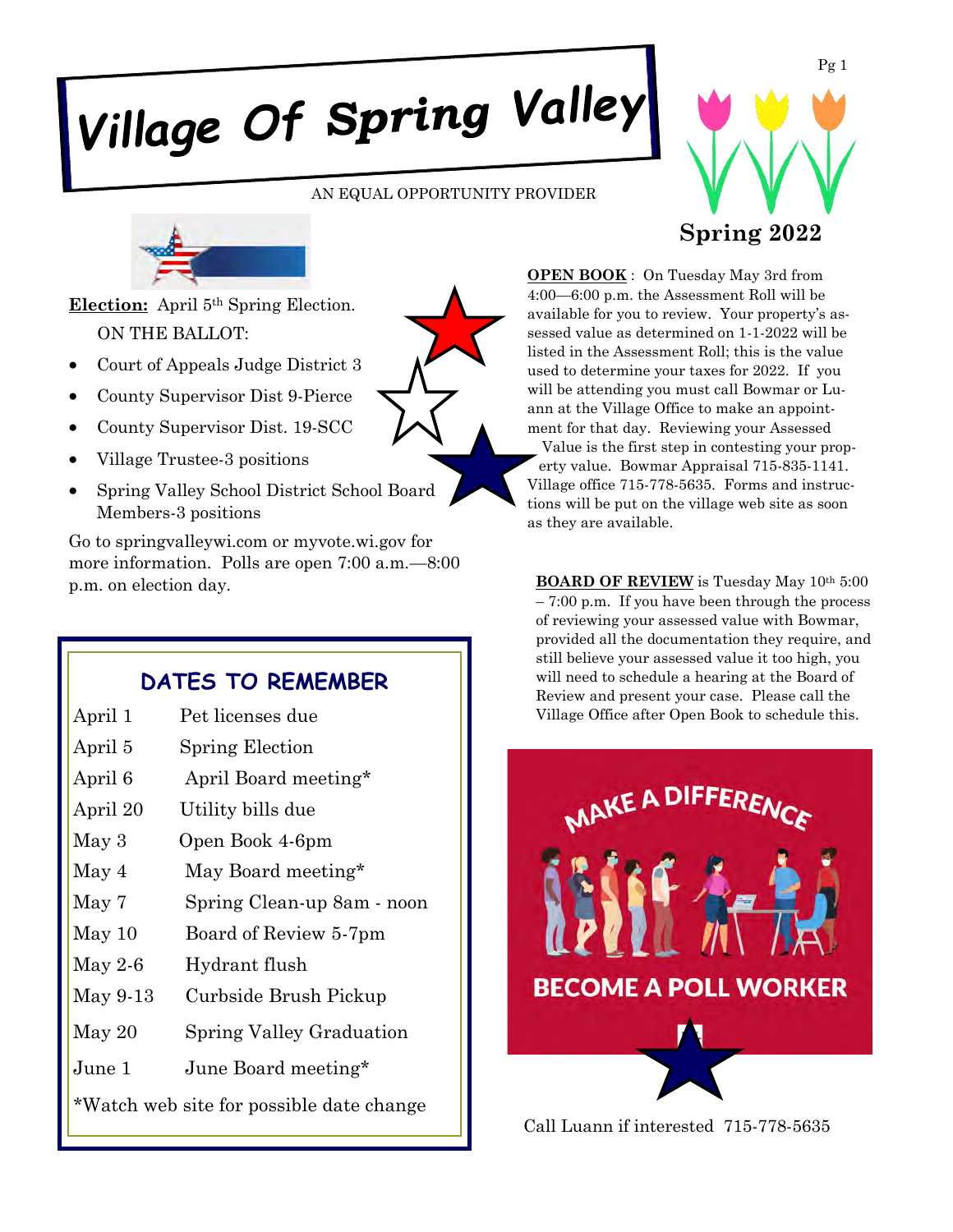# Village Of Spring Valley

AN EQUAL OPPORTUNITY PROVIDER

## Spring 2022

**Election:** April 5th Spring Election.

ON THE BALLOT:

- Court of Appeals Judge District 3
- County Supervisor Dist 9-Pierce
- County Supervisor Dist. 19-SCC
- Village Trustee-3 positions
- Spring Valley School District School Board Members-3 positions

Go to springvalleywi.com or myvote.wi.gov for more information. Polls are open 7:00 a.m.—8:00 p.m. on election day.

### DATES TO REMEMBER

| | |
|---|---|
| April 1 | Pet licenses due |
| April 5 | Spring Election |
| April 6 | April Board meeting* |
| April 20 | Utility bills due |
| May 3 | Open Book 4-6pm |
| May 4 | May Board meeting* |
| May 7 | Spring Clean-up 8am - noon |
| May 10 | Board of Review 5-7pm |
| May 2-6 | Hydrant flush |
| May 9-13 | Curbside Brush Pickup |
| May 20 | Spring Valley Graduation |
| June 1 | June Board meeting* |

*Watch web site for possible date change

**OPEN BOOK** : On Tuesday May 3rd from 4:00—6:00 p.m. the Assessment Roll will be available for you to review. Your property's assessed value as determined on 1-1-2022 will be listed in the Assessment Roll; this is the value used to determine your taxes for 2022. If you will be attending you must call Bowmar or Luann at the Village Office to make an appointment for that day. Reviewing your Assessed Value is the first step in contesting your property value. Bowmar Appraisal 715-835-1141. Village office 715-778-5635. Forms and instructions will be put on the village web site as soon as they are available.

**BOARD OF REVIEW** is Tuesday May 10th 5:00 – 7:00 p.m. If you have been through the process of reviewing your assessed value with Bowmar, provided all the documentation they require, and still believe your assessed value it too high, you will need to schedule a hearing at the Board of Review and present your case. Please call the Village Office after Open Book to schedule this.

MAKE A DIFFERENCE

BECOME A POLL WORKER

Call Luann if interested 715-778-5635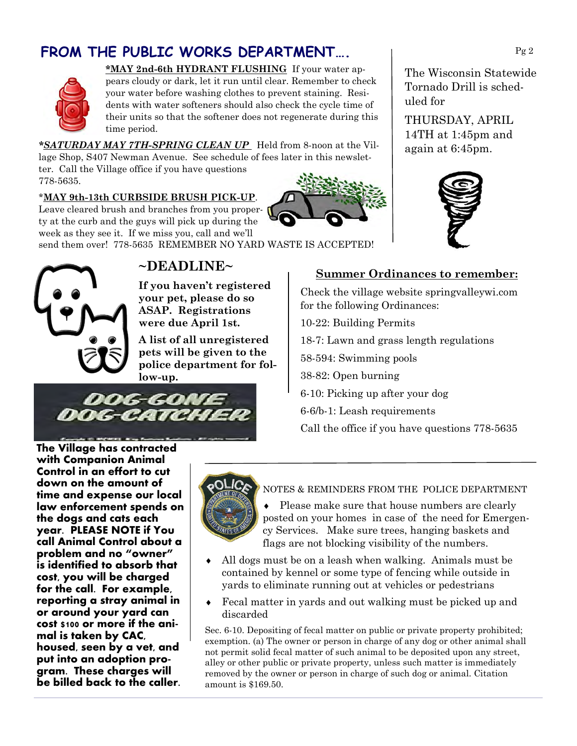## FROM THE PUBLIC WORKS DEPARTMENT….

***MAY 2nd-6th HYDRANT FLUSHING** If your water appears cloudy or dark, let it run until clear. Remember to check your water before washing clothes to prevent staining. Residents with water softeners should also check the cycle time of their units so that the softener does not regenerate during this time period.

***SATURDAY MAY 7TH-SPRING CLEAN UP*** Held from 8-noon at the Village Shop, S407 Newman Avenue. See schedule of fees later in this newsletter. Call the Village office if you have questions 778-5635.

***MAY 9th-13th CURBSIDE BRUSH PICK-UP**. Leave cleared brush and branches from you property at the curb and the guys will pick up during the week as they see it. If we miss you, call and we'll send them over! 778-5635 REMEMBER NO YARD WASTE IS ACCEPTED!

The Wisconsin Statewide Tornado Drill is scheduled for

THURSDAY, APRIL 14TH at 1:45pm and again at 6:45pm.

## ~DEADLINE~

**If you haven't registered your pet, please do so ASAP. Registrations were due April 1st.**

**A list of all unregistered pets will be given to the police department for follow-up.**

### Summer Ordinances to remember:

Check the village website springvalleywi.com for the following Ordinances:

10-22: Building Permits

18-7: Lawn and grass length regulations

58-594: Swimming pools

38-82: Open burning

6-10: Picking up after your dog

6-6/b-1: Leash requirements

Call the office if you have questions 778-5635

**DOG-GONE DOG-CATCHER**

**The Village has contracted with Companion Animal Control in an effort to cut down on the amount of time and expense our local law enforcement spends on the dogs and cats each year. PLEASE NOTE if You call Animal Control about a problem and no "owner" is identified to absorb that cost, you will be charged for the call. For example, reporting a stray animal in or around your yard can cost $100 or more if the animal is taken by CAC, housed, seen by a vet, and put into an adoption program. These charges will be billed back to the caller.**

NOTES & REMINDERS FROM THE POLICE DEPARTMENT

- Please make sure that house numbers are clearly posted on your homes in case of the need for Emergency Services. Make sure trees, hanging baskets and flags are not blocking visibility of the numbers.
- All dogs must be on a leash when walking. Animals must be contained by kennel or some type of fencing while outside in yards to eliminate running out at vehicles or pedestrians
- Fecal matter in yards and out walking must be picked up and discarded

Sec. 6-10. Depositing of fecal matter on public or private property prohibited; exemption. (a) The owner or person in charge of any dog or other animal shall not permit solid fecal matter of such animal to be deposited upon any street, alley or other public or private property, unless such matter is immediately removed by the owner or person in charge of such dog or animal. Citation amount is $169.50.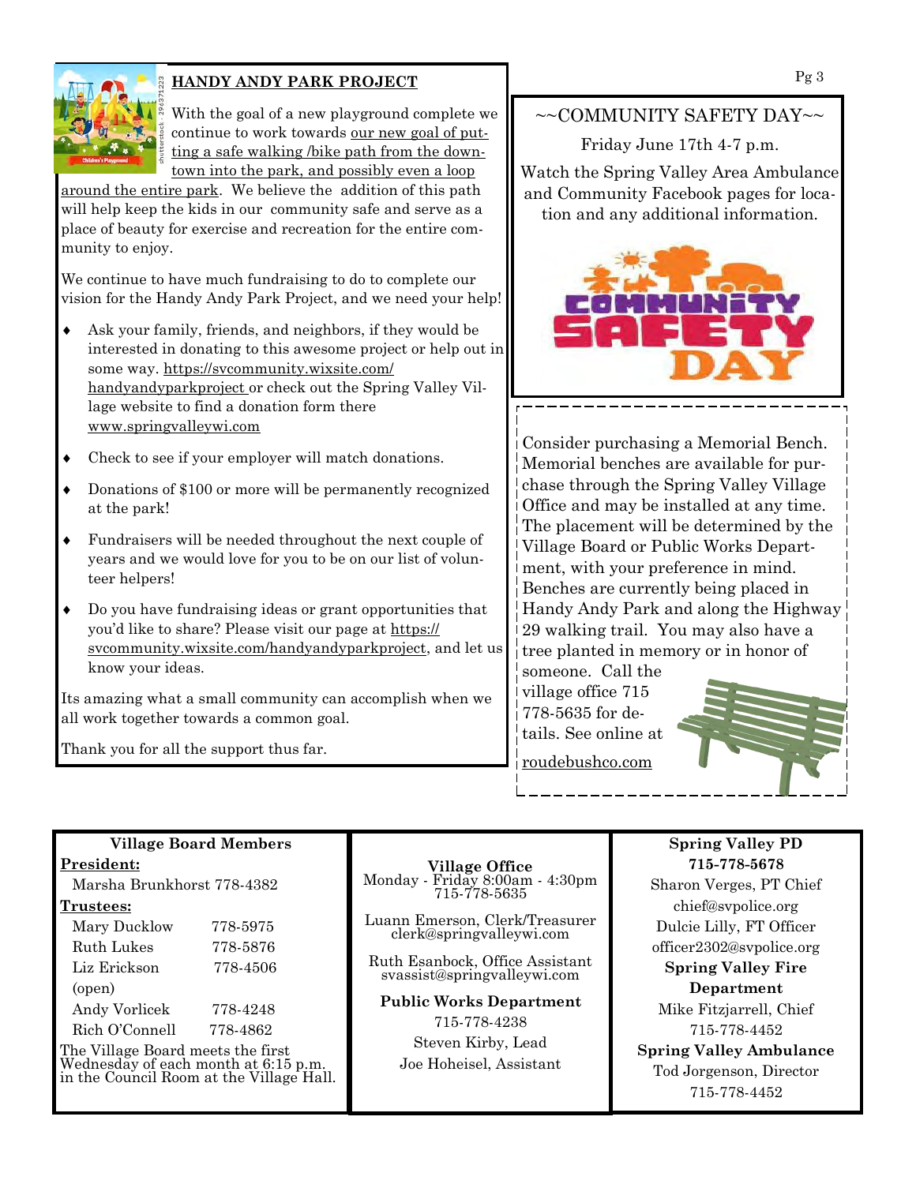## HANDY ANDY PARK PROJECT

With the goal of a new playground complete we continue to work towards our new goal of putting a safe walking /bike path from the downtown into the park, and possibly even a loop around the entire park. We believe the addition of this path will help keep the kids in our community safe and serve as a place of beauty for exercise and recreation for the entire community to enjoy.

We continue to have much fundraising to do to complete our vision for the Handy Andy Park Project, and we need your help!

- Ask your family, friends, and neighbors, if they would be interested in donating to this awesome project or help out in some way. https://svcommunity.wixsite.com/handyandyparkproject or check out the Spring Valley Village website to find a donation form there www.springvalleywi.com
- Check to see if your employer will match donations.
- Donations of $100 or more will be permanently recognized at the park!
- Fundraisers will be needed throughout the next couple of years and we would love for you to be on our list of volunteer helpers!
- Do you have fundraising ideas or grant opportunities that you'd like to share? Please visit our page at https://svcommunity.wixsite.com/handyandyparkproject, and let us know your ideas.

Its amazing what a small community can accomplish when we all work together towards a common goal.

Thank you for all the support thus far.

## ~~COMMUNITY SAFETY DAY~~

Friday June 17th 4-7 p.m.

Watch the Spring Valley Area Ambulance and Community Facebook pages for location and any additional information.

COMMUNITY SAFETY DAY

---

Consider purchasing a Memorial Bench. Memorial benches are available for purchase through the Spring Valley Village Office and may be installed at any time. The placement will be determined by the Village Board or Public Works Department, with your preference in mind. Benches are currently being placed in Handy Andy Park and along the Highway 29 walking trail. You may also have a tree planted in memory or in honor of someone. Call the village office 715 778-5635 for details. See online at roudebushco.com

---

**Village Board Members**

**President:**

Marsha Brunkhorst 778-4382

**Trustees:**

| Name | Phone |
|---|---|
| Mary Ducklow | 778-5975 |
| Ruth Lukes | 778-5876 |
| Liz Erickson | 778-4506 |
| (open) | |
| Andy Vorlicek | 778-4248 |
| Rich O'Connell | 778-4862 |

The Village Board meets the first Wednesday of each month at 6:15 p.m. in the Council Room at the Village Hall.

**Village Office**
Monday - Friday 8:00am - 4:30pm
715-778-5635

Luann Emerson, Clerk/Treasurer
clerk@springvalleywi.com

Ruth Esanbock, Office Assistant
svassist@springvalleywi.com

**Public Works Department**
715-778-4238
Steven Kirby, Lead
Joe Hoheisel, Assistant

**Spring Valley PD**
**715-778-5678**
Sharon Verges, PT Chief
chief@svpolice.org
Dulcie Lilly, FT Officer
officer2302@svpolice.org

**Spring Valley Fire Department**
Mike Fitzjarrell, Chief
715-778-4452

**Spring Valley Ambulance**
Tod Jorgenson, Director
715-778-4452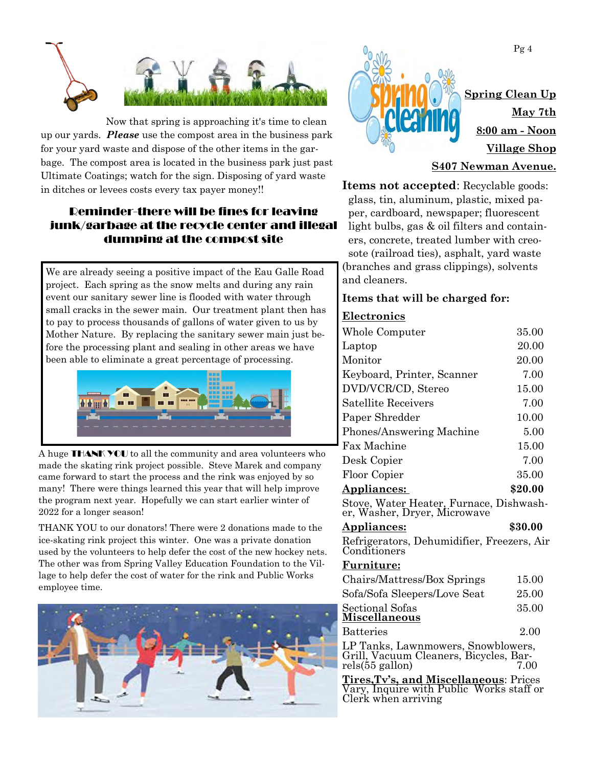Now that spring is approaching it's time to clean up our yards. ***Please*** use the compost area in the business park for your yard waste and dispose of the other items in the garbage. The compost area is located in the business park just past Ultimate Coatings; watch for the sign. Disposing of yard waste in ditches or levees costs every tax payer money!!

## Reminder-there will be fines for leaving junk/garbage at the recycle center and illegal dumping at the compost site

We are already seeing a positive impact of the Eau Galle Road project. Each spring as the snow melts and during any rain event our sanitary sewer line is flooded with water through small cracks in the sewer main. Our treatment plant then has to pay to process thousands of gallons of water given to us by Mother Nature. By replacing the sanitary sewer main just before the processing plant and sealing in other areas we have been able to eliminate a great percentage of processing.

A huge **THANK YOU** to all the community and area volunteers who made the skating rink project possible. Steve Marek and company came forward to start the process and the rink was enjoyed by so many! There were things learned this year that will help improve the program next year. Hopefully we can start earlier winter of 2022 for a longer season!

THANK YOU to our donators! There were 2 donations made to the ice-skating rink project this winter. One was a private donation used by the volunteers to help defer the cost of the new hockey nets. The other was from Spring Valley Education Foundation to the Village to help defer the cost of water for the rink and Public Works employee time.

## Spring Clean Up

**May 7th**

**8:00 am - Noon**

**Village Shop**

**S407 Newman Avenue.**

**Items not accepted**: Recyclable goods: glass, tin, aluminum, plastic, mixed paper, cardboard, newspaper; fluorescent light bulbs, gas & oil filters and containers, concrete, treated lumber with creosote (railroad ties), asphalt, yard waste (branches and grass clippings), solvents and cleaners.

**Items that will be charged for:**

**Electronics**

| Item | Price |
|---|---|
| Whole Computer | 35.00 |
| Laptop | 20.00 |
| Monitor | 20.00 |
| Keyboard, Printer, Scanner | 7.00 |
| DVD/VCR/CD, Stereo | 15.00 |
| Satellite Receivers | 7.00 |
| Paper Shredder | 10.00 |
| Phones/Answering Machine | 5.00 |
| Fax Machine | 15.00 |
| Desk Copier | 7.00 |
| Floor Copier | 35.00 |

**Appliances: $20.00**

Stove, Water Heater, Furnace, Dishwasher, Washer, Dryer, Microwave

**Appliances: $30.00**

Refrigerators, Dehumidifier, Freezers, Air Conditioners

**Furniture:**

| Item | Price |
|---|---|
| Chairs/Mattress/Box Springs | 15.00 |
| Sofa/Sofa Sleepers/Love Seat | 25.00 |
| Sectional Sofas | 35.00 |

**Miscellaneous**

| Item | Price |
|---|---|
| Batteries | 2.00 |
| LP Tanks, Lawnmowers, Snowblowers, Grill, Vacuum Cleaners, Bicycles, Barrels(55 gallon) | 7.00 |

**Tires,Tv's, and Miscellaneous**: Prices Vary, Inquire with Public Works staff or Clerk when arriving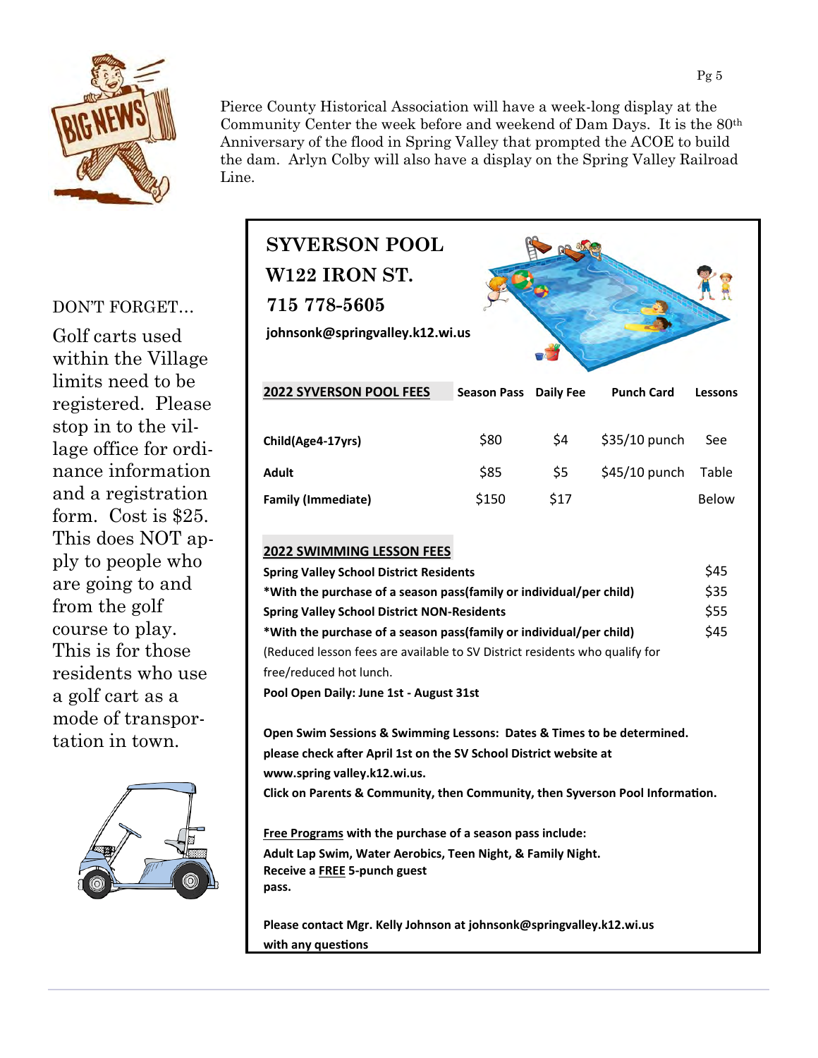Pierce County Historical Association will have a week-long display at the Community Center the week before and weekend of Dam Days. It is the 80th Anniversary of the flood in Spring Valley that prompted the ACOE to build the dam. Arlyn Colby will also have a display on the Spring Valley Railroad Line.

DON'T FORGET...

Golf carts used within the Village limits need to be registered. Please stop in to the village office for ordinance information and a registration form. Cost is $25. This does NOT apply to people who are going to and from the golf course to play. This is for those residents who use a golf cart as a mode of transportation in town.

## SYVERSON POOL
## W122 IRON ST.
## 715 778-5605

**johnsonk@springvalley.k12.wi.us**

| 2022 SYVERSON POOL FEES | Season Pass | Daily Fee | Punch Card | Lessons |
|---|---|---|---|---|
| **Child(Age4-17yrs)** | $80 | $4 | $35/10 punch | See |
| **Adult** | $85 | $5 | $45/10 punch | Table |
| **Family (Immediate)** | $150 | $17 | | Below |

**2022 SWIMMING LESSON FEES**

| | |
|---|---|
| **Spring Valley School District Residents** | $45 |
| ***With the purchase of a season pass(family or individual/per child)** | $35 |
| **Spring Valley School District NON-Residents** | $55 |
| ***With the purchase of a season pass(family or individual/per child)** | $45 |

(Reduced lesson fees are available to SV District residents who qualify for free/reduced hot lunch.

**Pool Open Daily: June 1st - August 31st**

**Open Swim Sessions & Swimming Lessons: Dates & Times to be determined. please check after April 1st on the SV School District website at www.spring valley.k12.wi.us.**
**Click on Parents & Community, then Community, then Syverson Pool Information.**

**Free Programs with the purchase of a season pass include:**
**Adult Lap Swim, Water Aerobics, Teen Night, & Family Night.**
**Receive a FREE 5-punch guest pass.**

**Please contact Mgr. Kelly Johnson at johnsonk@springvalley.k12.wi.us with any questions**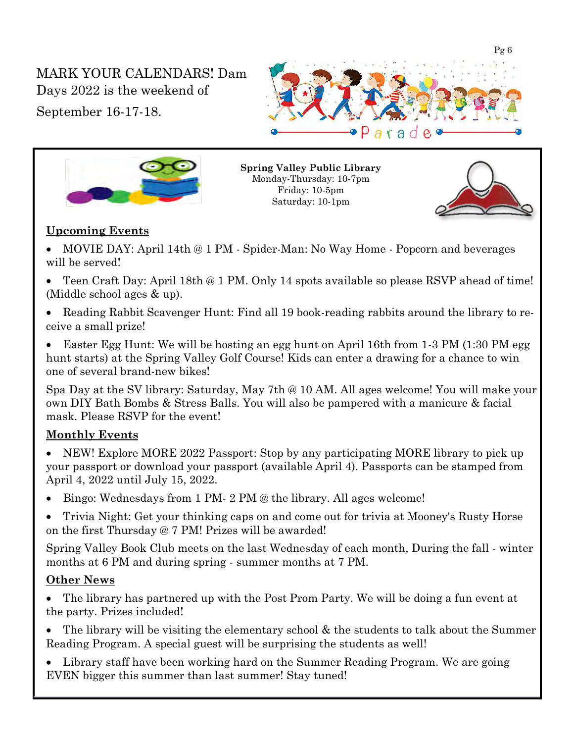MARK YOUR CALENDARS! Dam Days 2022 is the weekend of September 16-17-18.

Parade

**Spring Valley Public Library**
Monday-Thursday: 10-7pm
Friday: 10-5pm
Saturday: 10-1pm

## Upcoming Events

- MOVIE DAY: April 14th @ 1 PM - Spider-Man: No Way Home - Popcorn and beverages will be served!
- Teen Craft Day: April 18th @ 1 PM. Only 14 spots available so please RSVP ahead of time! (Middle school ages & up).
- Reading Rabbit Scavenger Hunt: Find all 19 book-reading rabbits around the library to receive a small prize!
- Easter Egg Hunt: We will be hosting an egg hunt on April 16th from 1-3 PM (1:30 PM egg hunt starts) at the Spring Valley Golf Course! Kids can enter a drawing for a chance to win one of several brand-new bikes!

Spa Day at the SV library: Saturday, May 7th @ 10 AM. All ages welcome! You will make your own DIY Bath Bombs & Stress Balls. You will also be pampered with a manicure & facial mask. Please RSVP for the event!

## Monthly Events

- NEW! Explore MORE 2022 Passport: Stop by any participating MORE library to pick up your passport or download your passport (available April 4). Passports can be stamped from April 4, 2022 until July 15, 2022.
- Bingo: Wednesdays from 1 PM- 2 PM @ the library. All ages welcome!
- Trivia Night: Get your thinking caps on and come out for trivia at Mooney's Rusty Horse on the first Thursday @ 7 PM! Prizes will be awarded!

Spring Valley Book Club meets on the last Wednesday of each month, During the fall - winter months at 6 PM and during spring - summer months at 7 PM.

## Other News

- The library has partnered up with the Post Prom Party. We will be doing a fun event at the party. Prizes included!
- The library will be visiting the elementary school & the students to talk about the Summer Reading Program. A special guest will be surprising the students as well!
- Library staff have been working hard on the Summer Reading Program. We are going EVEN bigger this summer than last summer! Stay tuned!